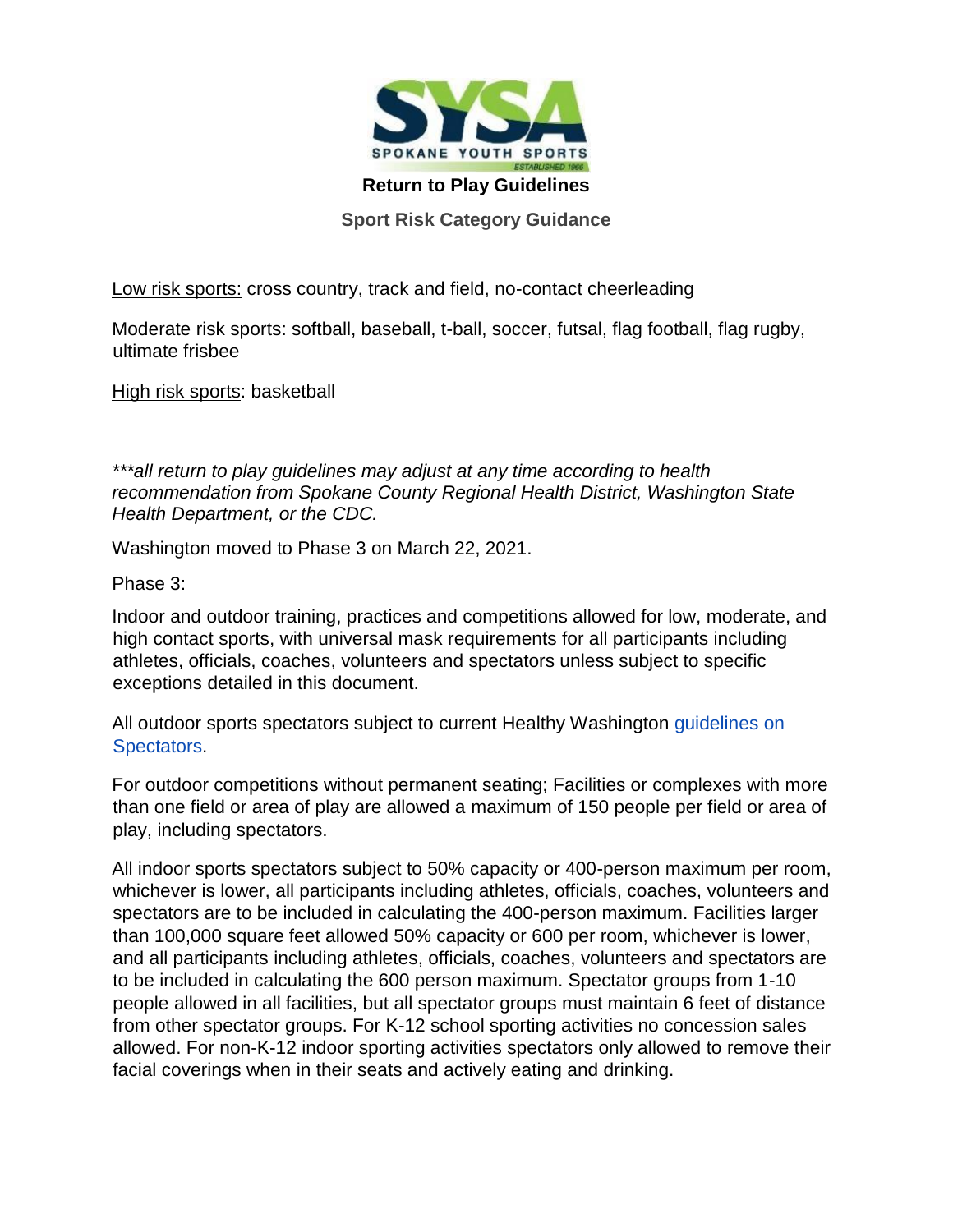# Return to Play Guidelines

## Sport Risk Category Guidance

<u>Low risk sports:</u> cross country, track and field, no-contact cheerleading

<u>Moderate risk sports</u>: softball, baseball, t-ball, soccer, futsal, flag football, flag rugby, ultimate frisbee

<u>High risk sports</u>: basketball

****all return to play guidelines may adjust at any time according to health recommendation from Spokane County Regional Health District, Washington State Health Department, or the CDC.*

Washington moved to Phase 3 on March 22, 2021.

Phase 3:

Indoor and outdoor training, practices and competitions allowed for low, moderate, and high contact sports, with universal mask requirements for all participants including athletes, officials, coaches, volunteers and spectators unless subject to specific exceptions detailed in this document.

All outdoor sports spectators subject to current Healthy Washington guidelines on Spectators.

For outdoor competitions without permanent seating; Facilities or complexes with more than one field or area of play are allowed a maximum of 150 people per field or area of play, including spectators.

All indoor sports spectators subject to 50% capacity or 400-person maximum per room, whichever is lower, all participants including athletes, officials, coaches, volunteers and spectators are to be included in calculating the 400-person maximum. Facilities larger than 100,000 square feet allowed 50% capacity or 600 per room, whichever is lower, and all participants including athletes, officials, coaches, volunteers and spectators are to be included in calculating the 600 person maximum. Spectator groups from 1-10 people allowed in all facilities, but all spectator groups must maintain 6 feet of distance from other spectator groups. For K-12 school sporting activities no concession sales allowed. For non-K-12 indoor sporting activities spectators only allowed to remove their facial coverings when in their seats and actively eating and drinking.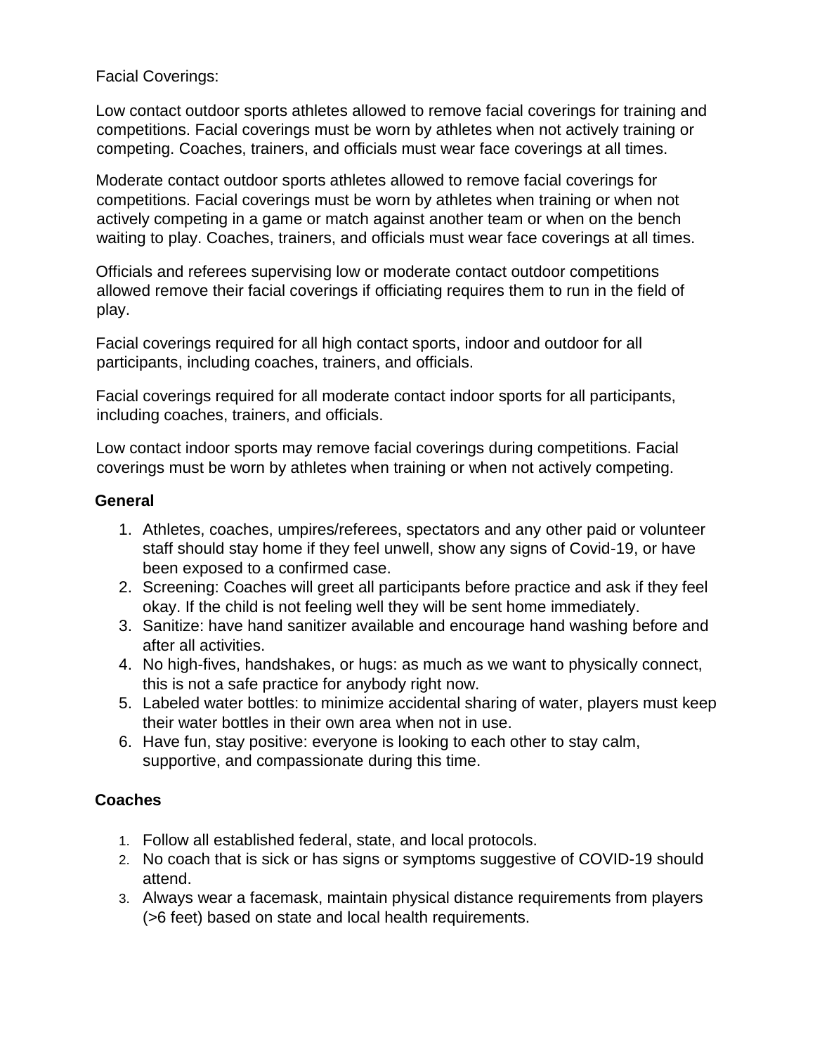Facial Coverings:

Low contact outdoor sports athletes allowed to remove facial coverings for training and competitions. Facial coverings must be worn by athletes when not actively training or competing. Coaches, trainers, and officials must wear face coverings at all times.

Moderate contact outdoor sports athletes allowed to remove facial coverings for competitions. Facial coverings must be worn by athletes when training or when not actively competing in a game or match against another team or when on the bench waiting to play. Coaches, trainers, and officials must wear face coverings at all times.

Officials and referees supervising low or moderate contact outdoor competitions allowed remove their facial coverings if officiating requires them to run in the field of play.

Facial coverings required for all high contact sports, indoor and outdoor for all participants, including coaches, trainers, and officials.

Facial coverings required for all moderate contact indoor sports for all participants, including coaches, trainers, and officials.

Low contact indoor sports may remove facial coverings during competitions. Facial coverings must be worn by athletes when training or when not actively competing.

**General**

1. Athletes, coaches, umpires/referees, spectators and any other paid or volunteer staff should stay home if they feel unwell, show any signs of Covid-19, or have been exposed to a confirmed case.
2. Screening: Coaches will greet all participants before practice and ask if they feel okay. If the child is not feeling well they will be sent home immediately.
3. Sanitize: have hand sanitizer available and encourage hand washing before and after all activities.
4. No high-fives, handshakes, or hugs: as much as we want to physically connect, this is not a safe practice for anybody right now.
5. Labeled water bottles: to minimize accidental sharing of water, players must keep their water bottles in their own area when not in use.
6. Have fun, stay positive: everyone is looking to each other to stay calm, supportive, and compassionate during this time.

**Coaches**

1. Follow all established federal, state, and local protocols.
2. No coach that is sick or has signs or symptoms suggestive of COVID-19 should attend.
3. Always wear a facemask, maintain physical distance requirements from players (>6 feet) based on state and local health requirements.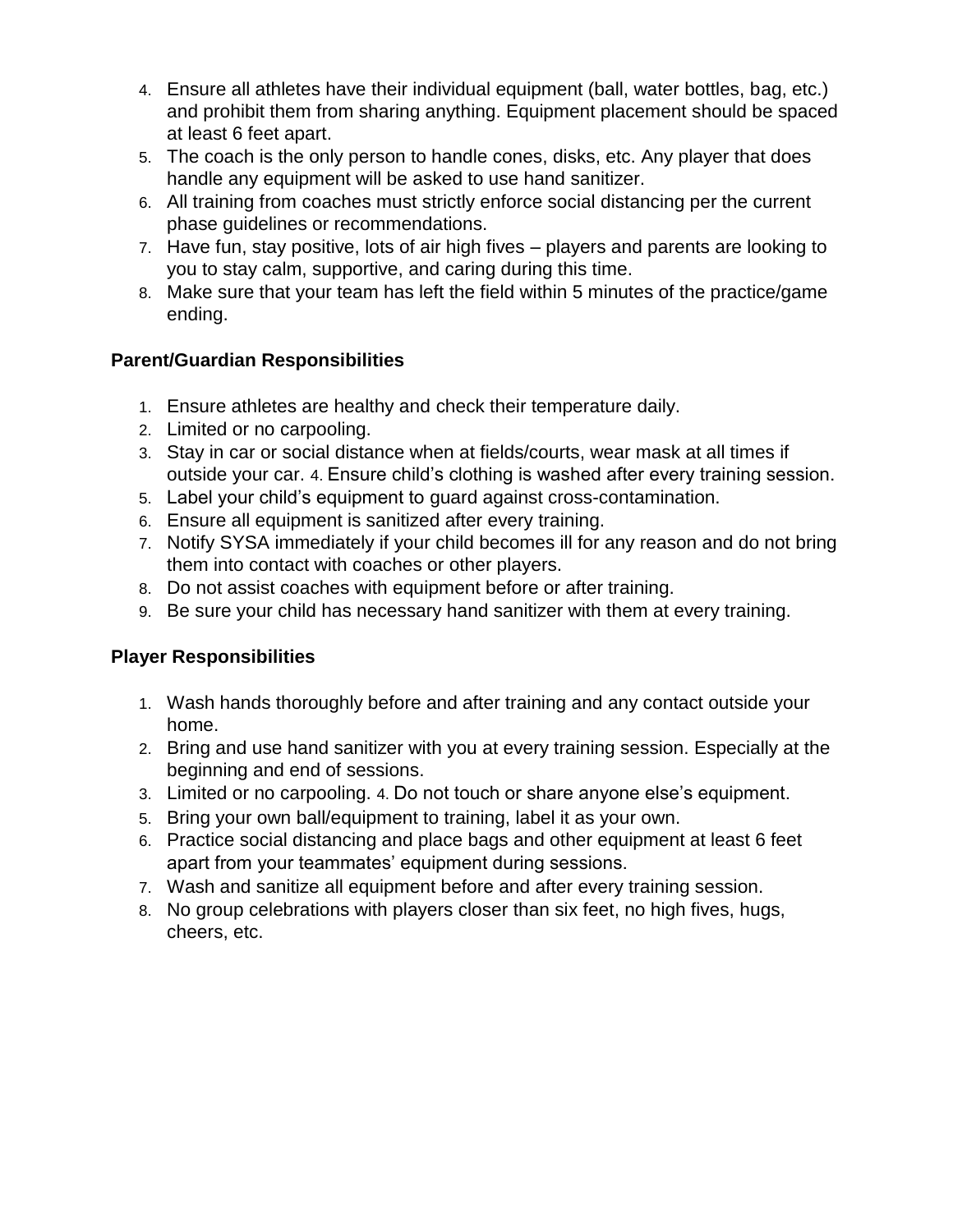4. Ensure all athletes have their individual equipment (ball, water bottles, bag, etc.) and prohibit them from sharing anything. Equipment placement should be spaced at least 6 feet apart.
5. The coach is the only person to handle cones, disks, etc. Any player that does handle any equipment will be asked to use hand sanitizer.
6. All training from coaches must strictly enforce social distancing per the current phase guidelines or recommendations.
7. Have fun, stay positive, lots of air high fives – players and parents are looking to you to stay calm, supportive, and caring during this time.
8. Make sure that your team has left the field within 5 minutes of the practice/game ending.

**Parent/Guardian Responsibilities**

1. Ensure athletes are healthy and check their temperature daily.
2. Limited or no carpooling.
3. Stay in car or social distance when at fields/courts, wear mask at all times if outside your car. 4. Ensure child's clothing is washed after every training session.
5. Label your child's equipment to guard against cross-contamination.
6. Ensure all equipment is sanitized after every training.
7. Notify SYSA immediately if your child becomes ill for any reason and do not bring them into contact with coaches or other players.
8. Do not assist coaches with equipment before or after training.
9. Be sure your child has necessary hand sanitizer with them at every training.

**Player Responsibilities**

1. Wash hands thoroughly before and after training and any contact outside your home.
2. Bring and use hand sanitizer with you at every training session. Especially at the beginning and end of sessions.
3. Limited or no carpooling. 4. Do not touch or share anyone else's equipment.
5. Bring your own ball/equipment to training, label it as your own.
6. Practice social distancing and place bags and other equipment at least 6 feet apart from your teammates' equipment during sessions.
7. Wash and sanitize all equipment before and after every training session.
8. No group celebrations with players closer than six feet, no high fives, hugs, cheers, etc.